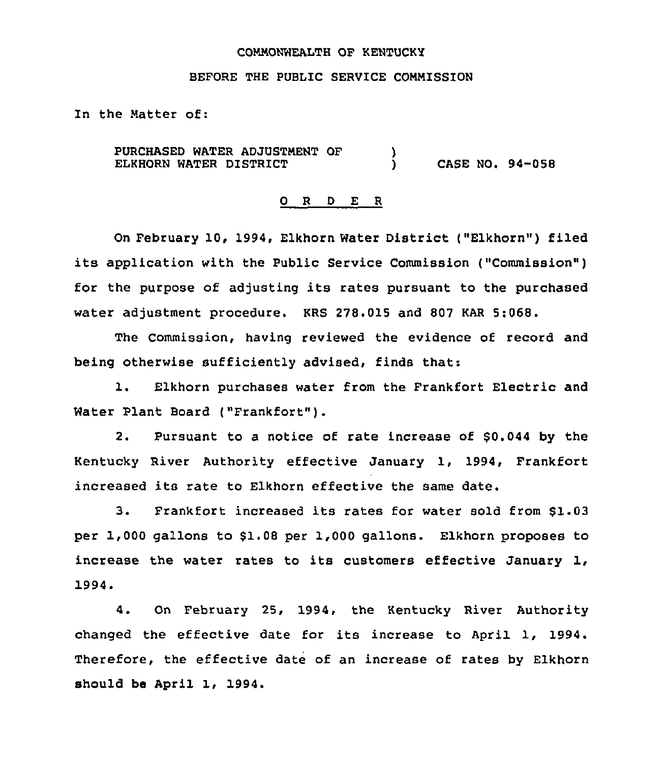COMMONWEALTH OF KENTUCKY

BEFORE THE PUBLIC SERVICE COMMISSION

In the Matter of:

PURCHASED WATER ADJUSTMENT OF ELKHORN WATER DISTRICT ) CASE NO. 94-058

## O R D E R

On February 10, 1994, Elkhorn Water District ("Elkhorn") filed its application with the Public Service Commission ("Commission") for the purpose of adjusting its rates pursuant to the purchased water adjustment procedure. KRS 278.015 and 807 KAR 5:068.

The Commission, having reviewed the evidence of record and being otherwise sufficiently advised, finds that:

1. Elkhorn purchases water from the Frankfort Electric and Water Plant Board ("Frankfort").

2. Pursuant to a notice of rate increase of $0.044 by the Kentucky River Authority effective January 1, 1994, Frankfort increased its rate to Elkhorn effective the same date.

3. Frankfort increased its rates for water sold from $1.03 per 1,000 gallons to $1.08 per 1,000 gallons. Elkhorn proposes to increase the water rates to its customers effective January 1, 1994.

4. On February 25, 1994, the Kentucky River Authority changed the effective date for its increase to April 1, 1994. Therefore, the effective date of an increase of rates by Elkhorn should be April 1, 1994.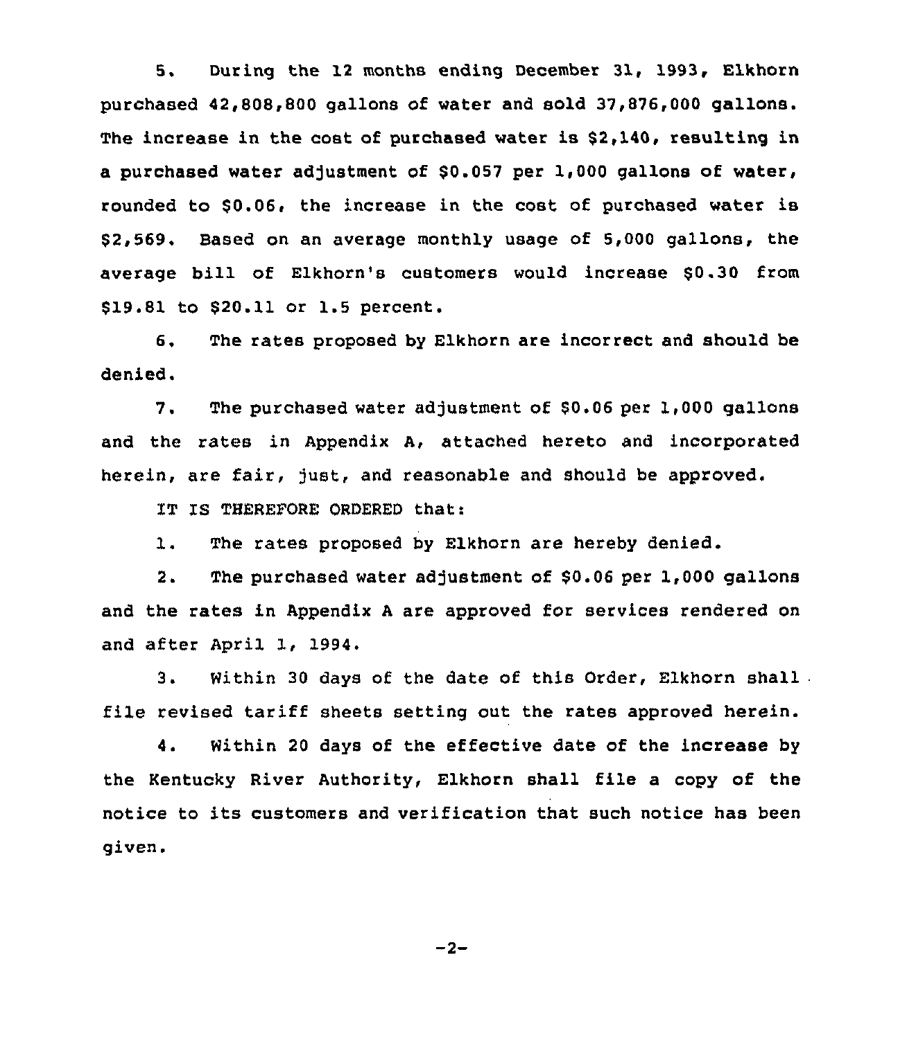5. During the 12 months ending December 31, 1993, Elkhorn purchased 42,808,800 gallons of water and sold 37,876,000 gallons. The increase in the cost of purchased water is $2,140, resulting in a purchased water adjustment of $0.057 per 1,000 gallons of water, rounded to $0.06, the increase in the cost of purchased water is $2,569. Based on an average monthly usage of 5,000 gallons, the average bill of Elkhorn's customers would increase $0.30 from $19.81 to $20.11 or 1.5 percent.

6. The rates proposed by Elkhorn are incorrect and should be denied.

7. The purchased water adjustment of $0.06 per 1,000 gallons and the rates in Appendix A, attached hereto and incorporated herein, are fair, just, and reasonable and should be approved.

IT IS THEREFORE ORDERED that:

1. The rates proposed by Elkhorn are hereby denied.

2. The purchased water adjustment of $0.06 per 1,000 gallons and the rates in Appendix A are approved for services rendered on and after April 1, 1994.

3. Within 30 days of the date of this Order, Elkhorn shall file revised tariff sheets setting out the rates approved herein.

4. Within 20 days of the effective date of the increase by the Kentucky River Authority, Elkhorn shall file a copy of the notice to its customers and verification that such notice has been given.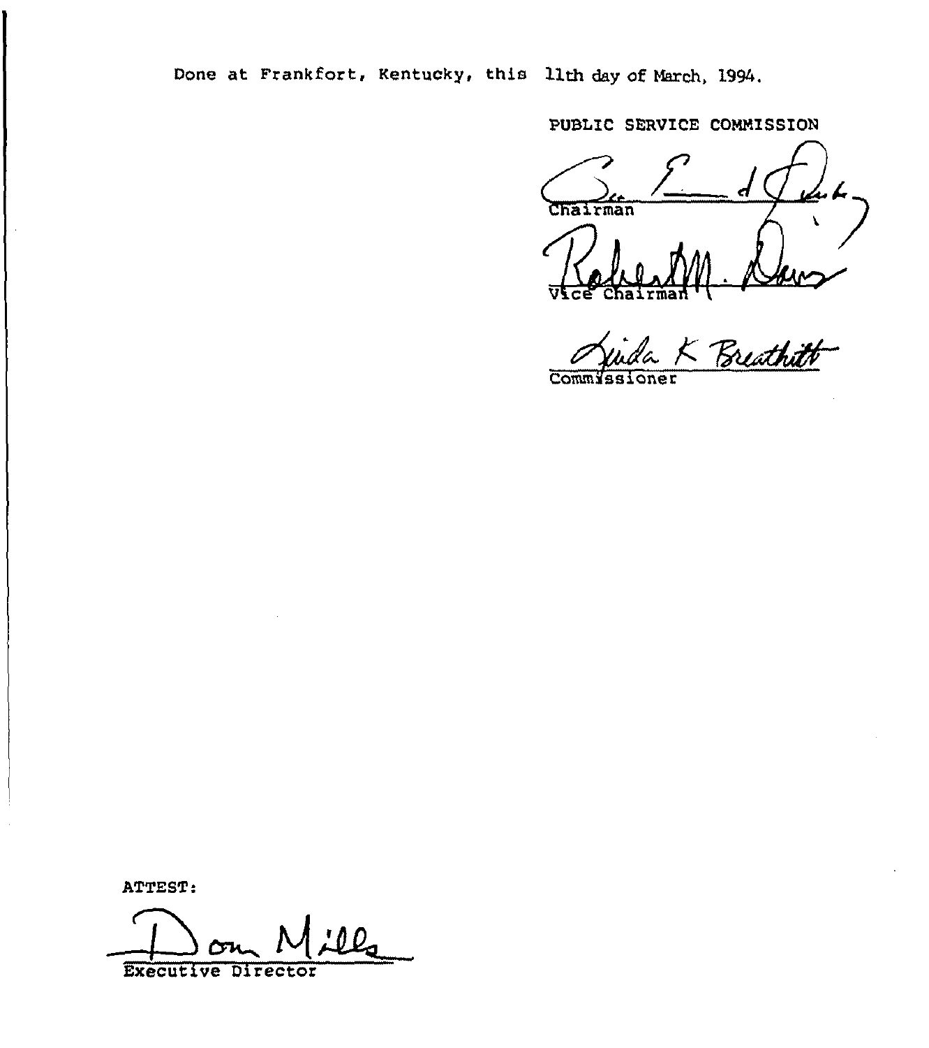Done at Frankfort, Kentucky, this 11th day of March, 1994.

PUBLIC SERVICE COMMISSION

Chairman

Vice Chairman

Commissioner

ATTEST:

Executive Director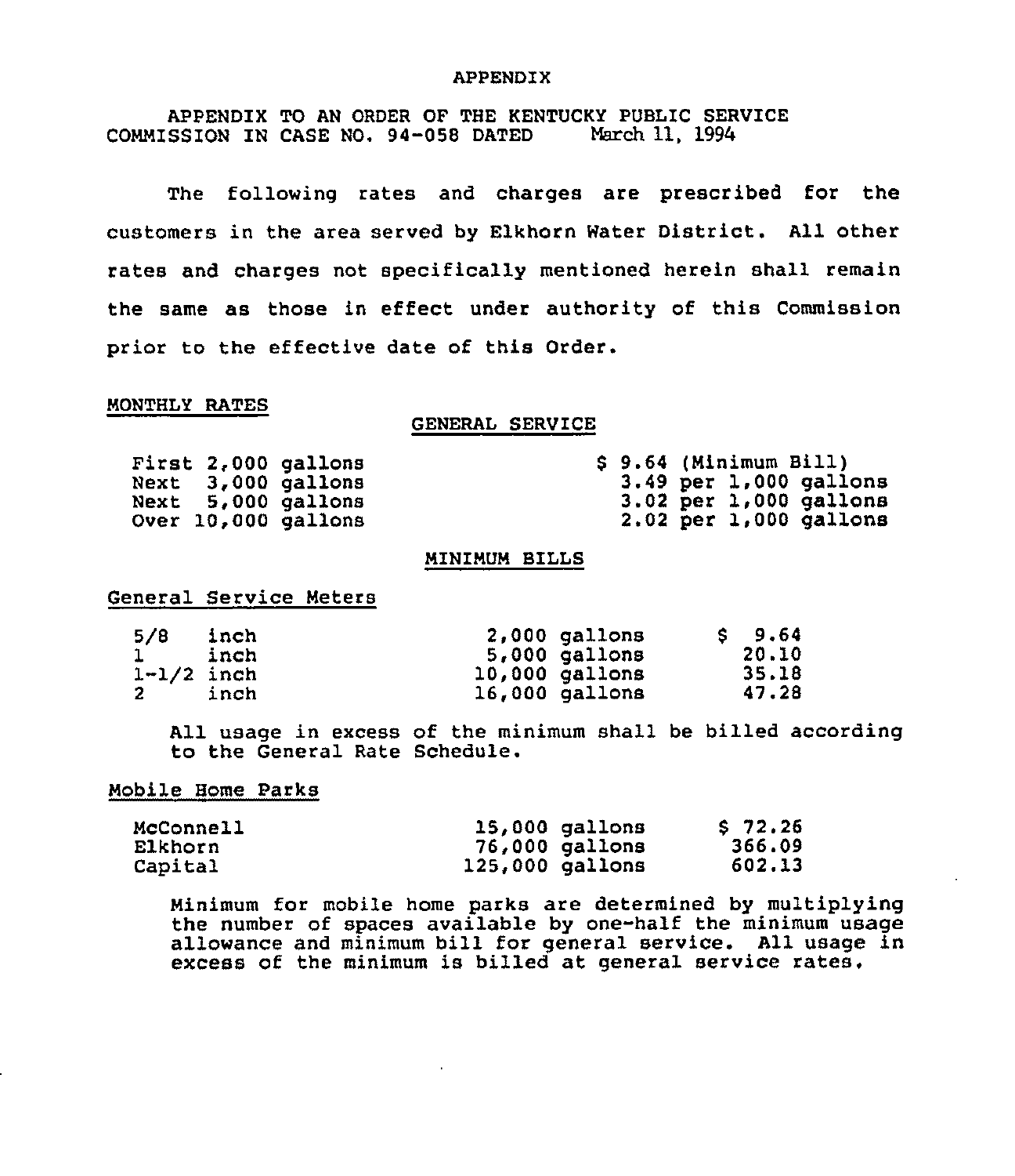# APPENDIX

APPENDIX TO AN ORDER OF THE KENTUCKY PUBLIC SERVICE COMMISSION IN CASE NO. 94-058 DATED March 11, 1994

The following rates and charges are prescribed for the customers in the area served by Elkhorn Water District. All other rates and charges not specifically mentioned herein shall remain the same as those in effect under authority of this Commission prior to the effective date of this Order.

## MONTHLY RATES

### GENERAL SERVICE

| | |
|---|---|
| First 2,000 gallons | $ 9.64 (Minimum Bill) |
| Next 3,000 gallons | 3.49 per 1,000 gallons |
| Next 5,000 gallons | 3.02 per 1,000 gallons |
| Over 10,000 gallons | 2.02 per 1,000 gallons |

### MINIMUM BILLS

General Service Meters

| | | |
|---|---|---|
| 5/8 inch | 2,000 gallons | $ 9.64 |
| 1 inch | 5,000 gallons | 20.10 |
| 1-1/2 inch | 10,000 gallons | 35.18 |
| 2 inch | 16,000 gallons | 47.28 |

All usage in excess of the minimum shall be billed according to the General Rate Schedule.

Mobile Home Parks

| | | |
|---|---|---|
| McConnell | 15,000 gallons | $ 72.26 |
| Elkhorn | 76,000 gallons | 366.09 |
| Capital | 125,000 gallons | 602.13 |

Minimum for mobile home parks are determined by multiplying the number of spaces available by one-half the minimum usage allowance and minimum bill for general service. All usage in excess of the minimum is billed at general service rates.